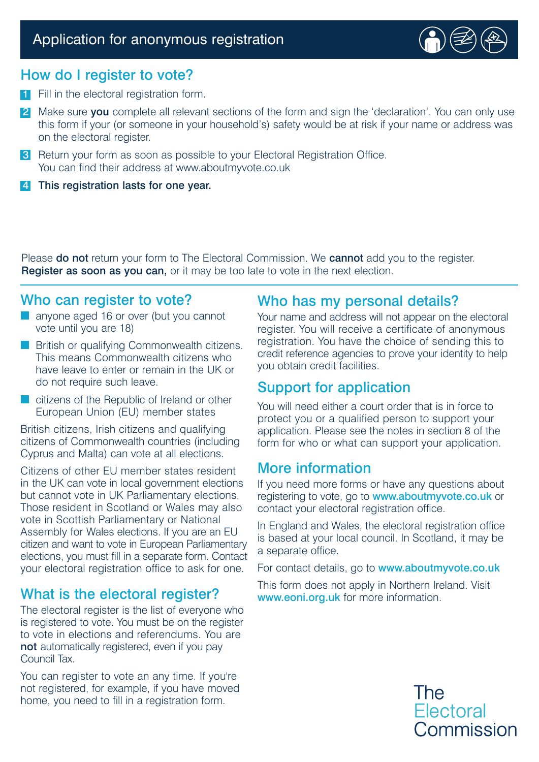# Application for anonymous registration

## How do I register to vote?

1. Fill in the electoral registration form.
2. Make sure **you** complete all relevant sections of the form and sign the 'declaration'. You can only use this form if your (or someone in your household's) safety would be at risk if your name or address was on the electoral register.
3. Return your form as soon as possible to your Electoral Registration Office. You can find their address at www.aboutmyvote.co.uk
4. **This registration lasts for one year.**

Please **do not** return your form to The Electoral Commission. We **cannot** add you to the register. **Register as soon as you can,** or it may be too late to vote in the next election.

## Who can register to vote?

- anyone aged 16 or over (but you cannot vote until you are 18)
- British or qualifying Commonwealth citizens. This means Commonwealth citizens who have leave to enter or remain in the UK or do not require such leave.
- citizens of the Republic of Ireland or other European Union (EU) member states

British citizens, Irish citizens and qualifying citizens of Commonwealth countries (including Cyprus and Malta) can vote at all elections.

Citizens of other EU member states resident in the UK can vote in local government elections but cannot vote in UK Parliamentary elections. Those resident in Scotland or Wales may also vote in Scottish Parliamentary or National Assembly for Wales elections. If you are an EU citizen and want to vote in European Parliamentary elections, you must fill in a separate form. Contact your electoral registration office to ask for one.

## What is the electoral register?

The electoral register is the list of everyone who is registered to vote. You must be on the register to vote in elections and referendums. You are **not** automatically registered, even if you pay Council Tax.

You can register to vote an any time. If you're not registered, for example, if you have moved home, you need to fill in a registration form.

## Who has my personal details?

Your name and address will not appear on the electoral register. You will receive a certificate of anonymous registration. You have the choice of sending this to credit reference agencies to prove your identity to help you obtain credit facilities.

## Support for application

You will need either a court order that is in force to protect you or a qualified person to support your application. Please see the notes in section 8 of the form for who or what can support your application.

## More information

If you need more forms or have any questions about registering to vote, go to **www.aboutmyvote.co.uk** or contact your electoral registration office.

In England and Wales, the electoral registration office is based at your local council. In Scotland, it may be a separate office.

For contact details, go to **www.aboutmyvote.co.uk**

This form does not apply in Northern Ireland. Visit **www.eoni.org.uk** for more information.

The Electoral Commission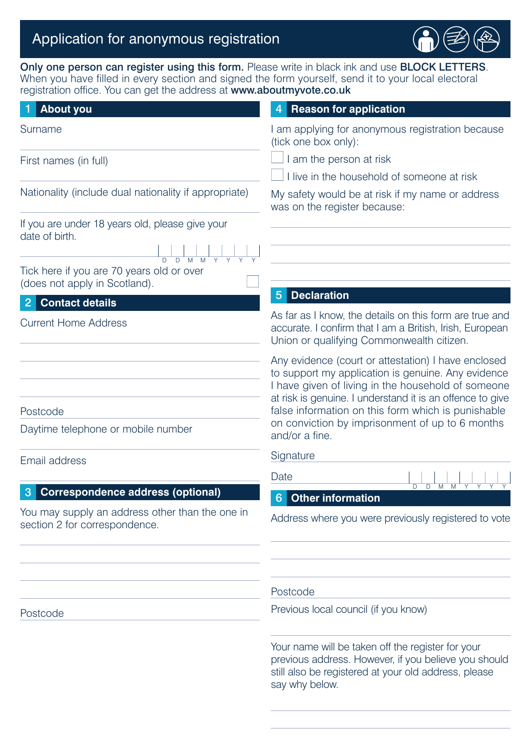# Application for anonymous registration

**Only one person can register using this form.** Please write in black ink and use **BLOCK LETTERS**. When you have filled in every section and signed the form yourself, send it to your local electoral registration office. You can get the address at **www.aboutmyvote.co.uk**

## 1 About you

Surname

First names (in full)

Nationality (include dual nationality if appropriate)

If you are under 18 years old, please give your date of birth.

D D M M Y Y Y Y

Tick here if you are 70 years old or over (does not apply in Scotland). ☐

## 2 Contact details

Current Home Address

Postcode

Daytime telephone or mobile number

Email address

## 3 Correspondence address (optional)

You may supply an address other than the one in section 2 for correspondence.

Postcode

## 4 Reason for application

I am applying for anonymous registration because (tick one box only):

☐ I am the person at risk

☐ I live in the household of someone at risk

My safety would be at risk if my name or address was on the register because:

## 5 Declaration

As far as I know, the details on this form are true and accurate. I confirm that I am a British, Irish, European Union or qualifying Commonwealth citizen.

Any evidence (court or attestation) I have enclosed to support my application is genuine. Any evidence I have given of living in the household of someone at risk is genuine. I understand it is an offence to give false information on this form which is punishable on conviction by imprisonment of up to 6 months and/or a fine.

Signature

Date D D M M Y Y Y Y

## 6 Other information

Address where you were previously registered to vote

Postcode

Previous local council (if you know)

Your name will be taken off the register for your previous address. However, if you believe you should still also be registered at your old address, please say why below.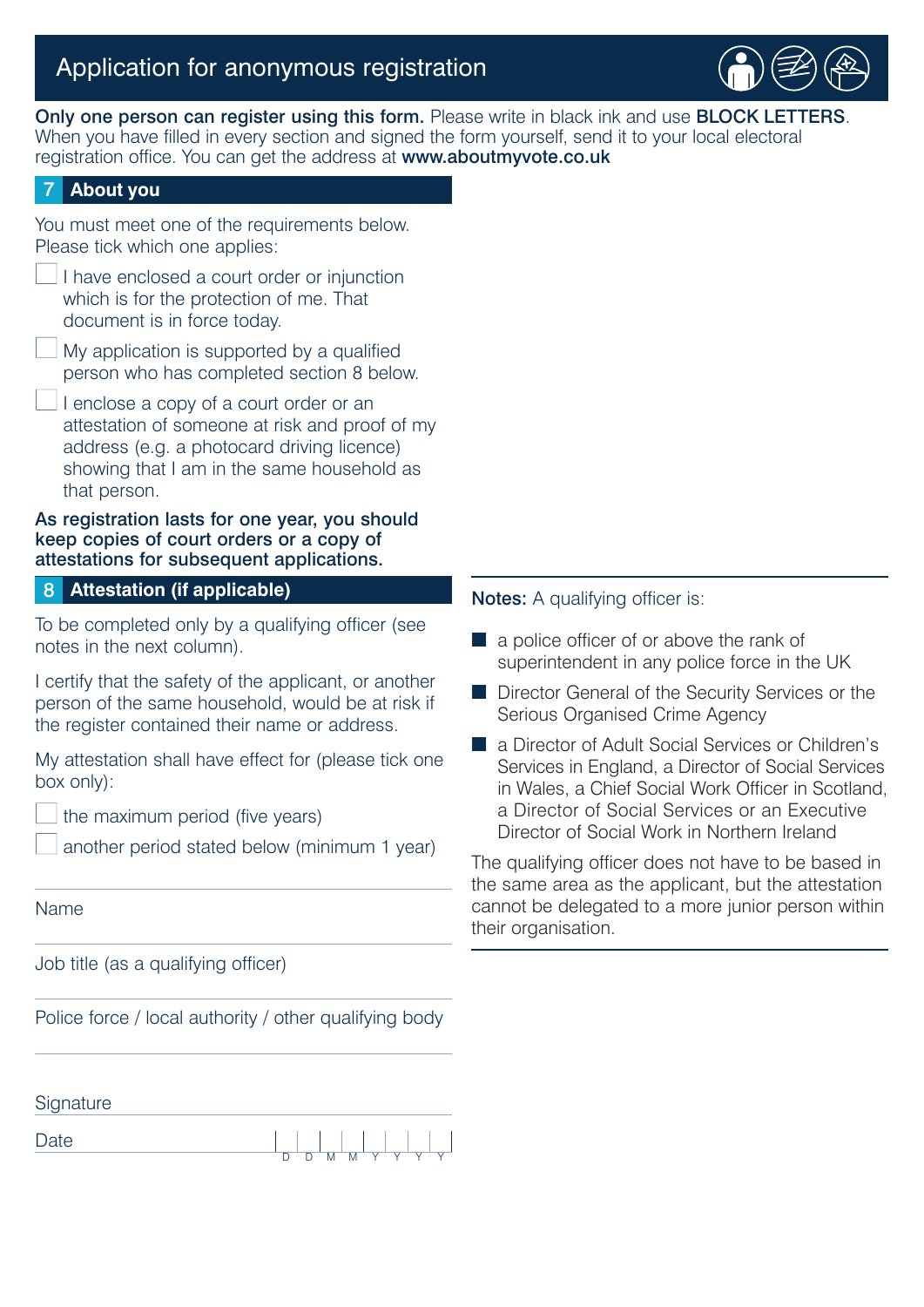# Application for anonymous registration

**Only one person can register using this form.** Please write in black ink and use **BLOCK LETTERS**. When you have filled in every section and signed the form yourself, send it to your local electoral registration office. You can get the address at **www.aboutmyvote.co.uk**

## 7 About you

You must meet one of the requirements below. Please tick which one applies:

- ☐ I have enclosed a court order or injunction which is for the protection of me. That document is in force today.
- ☐ My application is supported by a qualified person who has completed section 8 below.
- ☐ I enclose a copy of a court order or an attestation of someone at risk and proof of my address (e.g. a photocard driving licence) showing that I am in the same household as that person.

**As registration lasts for one year, you should keep copies of court orders or a copy of attestations for subsequent applications.**

## 8 Attestation (if applicable)

To be completed only by a qualifying officer (see notes in the next column).

I certify that the safety of the applicant, or another person of the same household, would be at risk if the register contained their name or address.

My attestation shall have effect for (please tick one box only):

- ☐ the maximum period (five years)
- ☐ another period stated below (minimum 1 year)

Name

Job title (as a qualifying officer)

Police force / local authority / other qualifying body

Signature

Date D D M M Y Y Y Y

**Notes:** A qualifying officer is:

- a police officer of or above the rank of superintendent in any police force in the UK
- Director General of the Security Services or the Serious Organised Crime Agency
- a Director of Adult Social Services or Children's Services in England, a Director of Social Services in Wales, a Chief Social Work Officer in Scotland, a Director of Social Services or an Executive Director of Social Work in Northern Ireland

The qualifying officer does not have to be based in the same area as the applicant, but the attestation cannot be delegated to a more junior person within their organisation.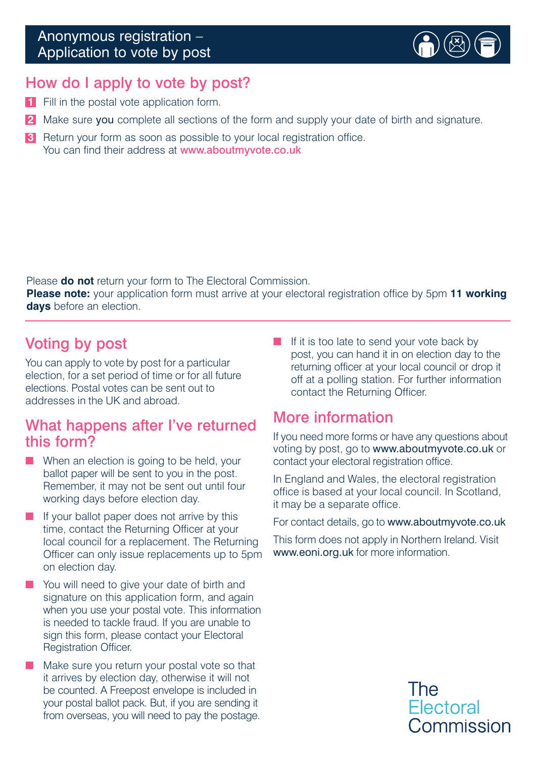# Anonymous registration – Application to vote by post

## How do I apply to vote by post?

1. Fill in the postal vote application form.
2. Make sure **you** complete all sections of the form and supply your date of birth and signature.
3. Return your form as soon as possible to your local registration office. You can find their address at www.aboutmyvote.co.uk

Please **do not** return your form to The Electoral Commission.
**Please note:** your application form must arrive at your electoral registration office by 5pm **11 working days** before an election.

## Voting by post

You can apply to vote by post for a particular election, for a set period of time or for all future elections. Postal votes can be sent out to addresses in the UK and abroad.

## What happens after I've returned this form?

- When an election is going to be held, your ballot paper will be sent to you in the post. Remember, it may not be sent out until four working days before election day.
- If your ballot paper does not arrive by this time, contact the Returning Officer at your local council for a replacement. The Returning Officer can only issue replacements up to 5pm on election day.
- You will need to give your date of birth and signature on this application form, and again when you use your postal vote. This information is needed to tackle fraud. If you are unable to sign this form, please contact your Electoral Registration Officer.
- Make sure you return your postal vote so that it arrives by election day, otherwise it will not be counted. A Freepost envelope is included in your postal ballot pack. But, if you are sending it from overseas, you will need to pay the postage.
- If it is too late to send your vote back by post, you can hand it in on election day to the returning officer at your local council or drop it off at a polling station. For further information contact the Returning Officer.

## More information

If you need more forms or have any questions about voting by post, go to www.aboutmyvote.co.uk or contact your electoral registration office.

In England and Wales, the electoral registration office is based at your local council. In Scotland, it may be a separate office.

For contact details, go to www.aboutmyvote.co.uk

This form does not apply in Northern Ireland. Visit www.eoni.org.uk for more information.

The Electoral Commission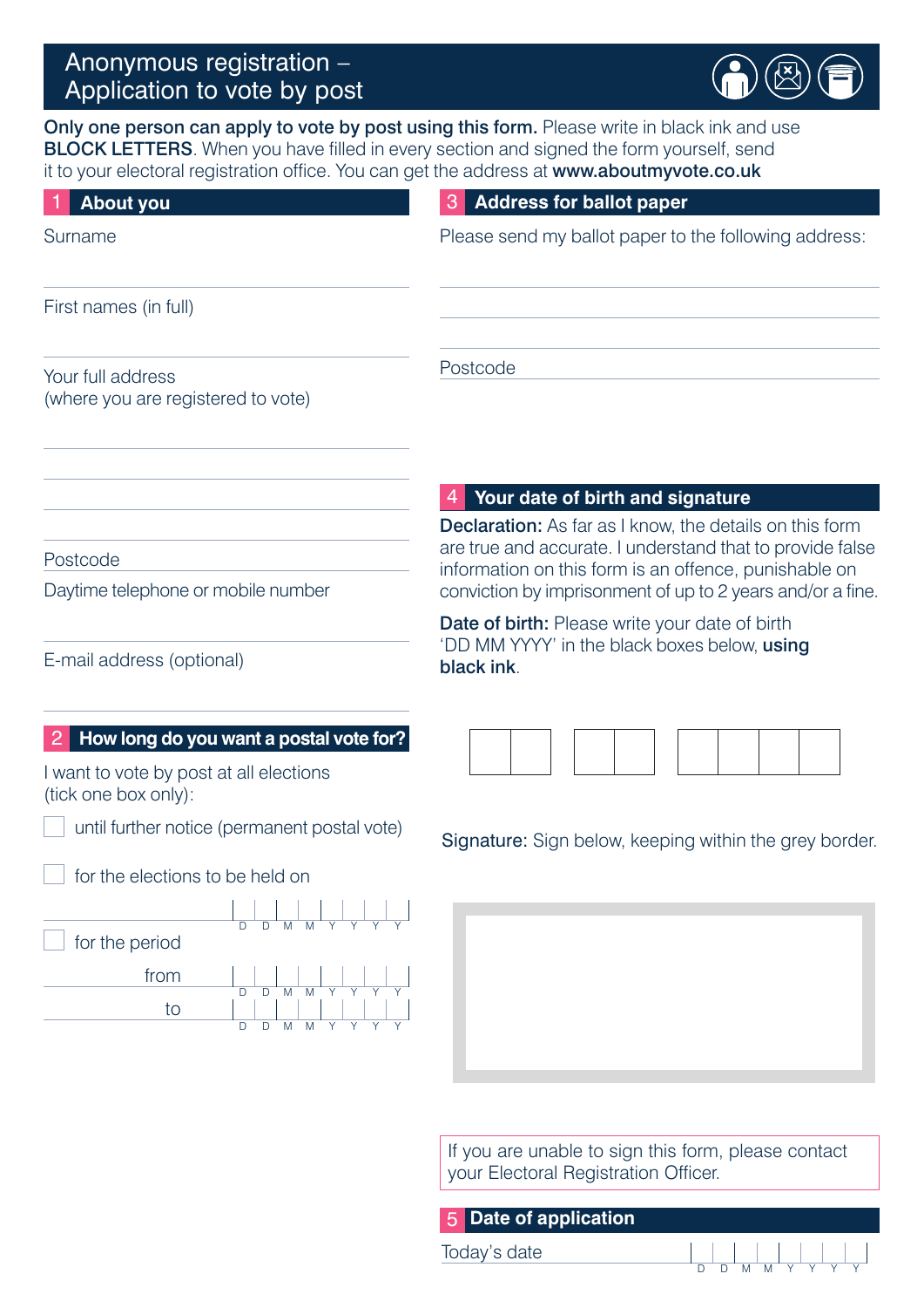# Anonymous registration – Application to vote by post

**Only one person can apply to vote by post using this form.** Please write in black ink and use **BLOCK LETTERS**. When you have filled in every section and signed the form yourself, send it to your electoral registration office. You can get the address at **www.aboutmyvote.co.uk**

## 1 About you

Surname

First names (in full)

Your full address
(where you are registered to vote)

Postcode

Daytime telephone or mobile number

E-mail address (optional)

## 2 How long do you want a postal vote for?

I want to vote by post at all elections
(tick one box only):

- ☐ until further notice (permanent postal vote)
- ☐ for the elections to be held on D D M M Y Y Y Y
- ☐ for the period
  - from D D M M Y Y Y Y
  - to D D M M Y Y Y Y

## 3 Address for ballot paper

Please send my ballot paper to the following address:

Postcode

## 4 Your date of birth and signature

**Declaration:** As far as I know, the details on this form are true and accurate. I understand that to provide false information on this form is an offence, punishable on conviction by imprisonment of up to 2 years and/or a fine.

**Date of birth:** Please write your date of birth 'DD MM YYYY' in the black boxes below, **using black ink**.

**Signature:** Sign below, keeping within the grey border.

If you are unable to sign this form, please contact your Electoral Registration Officer.

## 5 Date of application

Today's date D D M M Y Y Y Y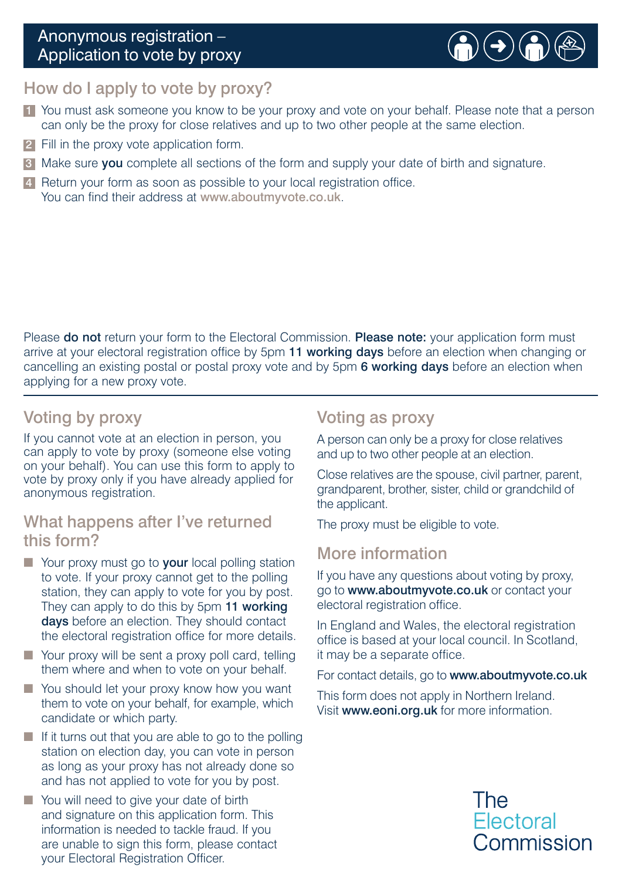# Anonymous registration – Application to vote by proxy

## How do I apply to vote by proxy?

1. You must ask someone you know to be your proxy and vote on your behalf. Please note that a person can only be the proxy for close relatives and up to two other people at the same election.
2. Fill in the proxy vote application form.
3. Make sure **you** complete all sections of the form and supply your date of birth and signature.
4. Return your form as soon as possible to your local registration office. You can find their address at www.aboutmyvote.co.uk.

Please **do not** return your form to the Electoral Commission. **Please note:** your application form must arrive at your electoral registration office by 5pm **11 working days** before an election when changing or cancelling an existing postal or postal proxy vote and by 5pm **6 working days** before an election when applying for a new proxy vote.

## Voting by proxy

If you cannot vote at an election in person, you can apply to vote by proxy (someone else voting on your behalf). You can use this form to apply to vote by proxy only if you have already applied for anonymous registration.

## What happens after I've returned this form?

- Your proxy must go to **your** local polling station to vote. If your proxy cannot get to the polling station, they can apply to vote for you by post. They can apply to do this by 5pm **11 working days** before an election. They should contact the electoral registration office for more details.
- Your proxy will be sent a proxy poll card, telling them where and when to vote on your behalf.
- You should let your proxy know how you want them to vote on your behalf, for example, which candidate or which party.
- If it turns out that you are able to go to the polling station on election day, you can vote in person as long as your proxy has not already done so and has not applied to vote for you by post.
- You will need to give your date of birth and signature on this application form. This information is needed to tackle fraud. If you are unable to sign this form, please contact your Electoral Registration Officer.

## Voting as proxy

A person can only be a proxy for close relatives and up to two other people at an election.

Close relatives are the spouse, civil partner, parent, grandparent, brother, sister, child or grandchild of the applicant.

The proxy must be eligible to vote.

## More information

If you have any questions about voting by proxy, go to **www.aboutmyvote.co.uk** or contact your electoral registration office.

In England and Wales, the electoral registration office is based at your local council. In Scotland, it may be a separate office.

For contact details, go to **www.aboutmyvote.co.uk**

This form does not apply in Northern Ireland. Visit **www.eoni.org.uk** for more information.

The Electoral Commission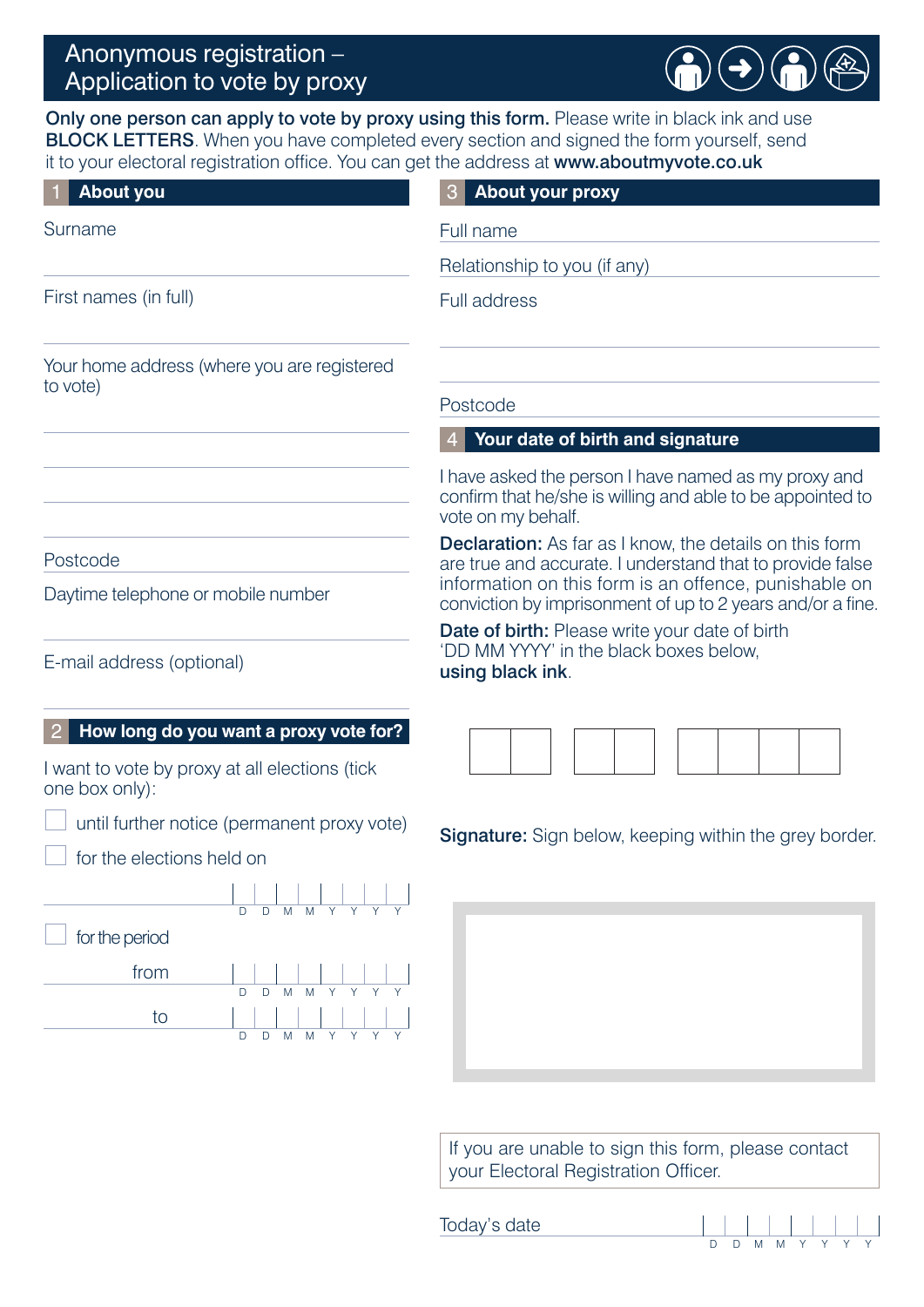# Anonymous registration – Application to vote by proxy

**Only one person can apply to vote by proxy using this form.** Please write in black ink and use **BLOCK LETTERS**. When you have completed every section and signed the form yourself, send it to your electoral registration office. You can get the address at **www.aboutmyvote.co.uk**

## 1 About you

Surname

First names (in full)

Your home address (where you are registered to vote)

Postcode

Daytime telephone or mobile number

E-mail address (optional)

## 2 How long do you want a proxy vote for?

I want to vote by proxy at all elections (tick one box only):

- ☐ until further notice (permanent proxy vote)
- ☐ for the elections held on D D M M Y Y Y Y
- ☐ for the period
  - from D D M M Y Y Y Y
  - to D D M M Y Y Y Y

## 3 About your proxy

Full name

Relationship to you (if any)

Full address

Postcode

## 4 Your date of birth and signature

I have asked the person I have named as my proxy and confirm that he/she is willing and able to be appointed to vote on my behalf.

**Declaration:** As far as I know, the details on this form are true and accurate. I understand that to provide false information on this form is an offence, punishable on conviction by imprisonment of up to 2 years and/or a fine.

**Date of birth:** Please write your date of birth 'DD MM YYYY' in the black boxes below, **using black ink**.

**Signature:** Sign below, keeping within the grey border.

If you are unable to sign this form, please contact your Electoral Registration Officer.

Today's date D D M M Y Y Y Y